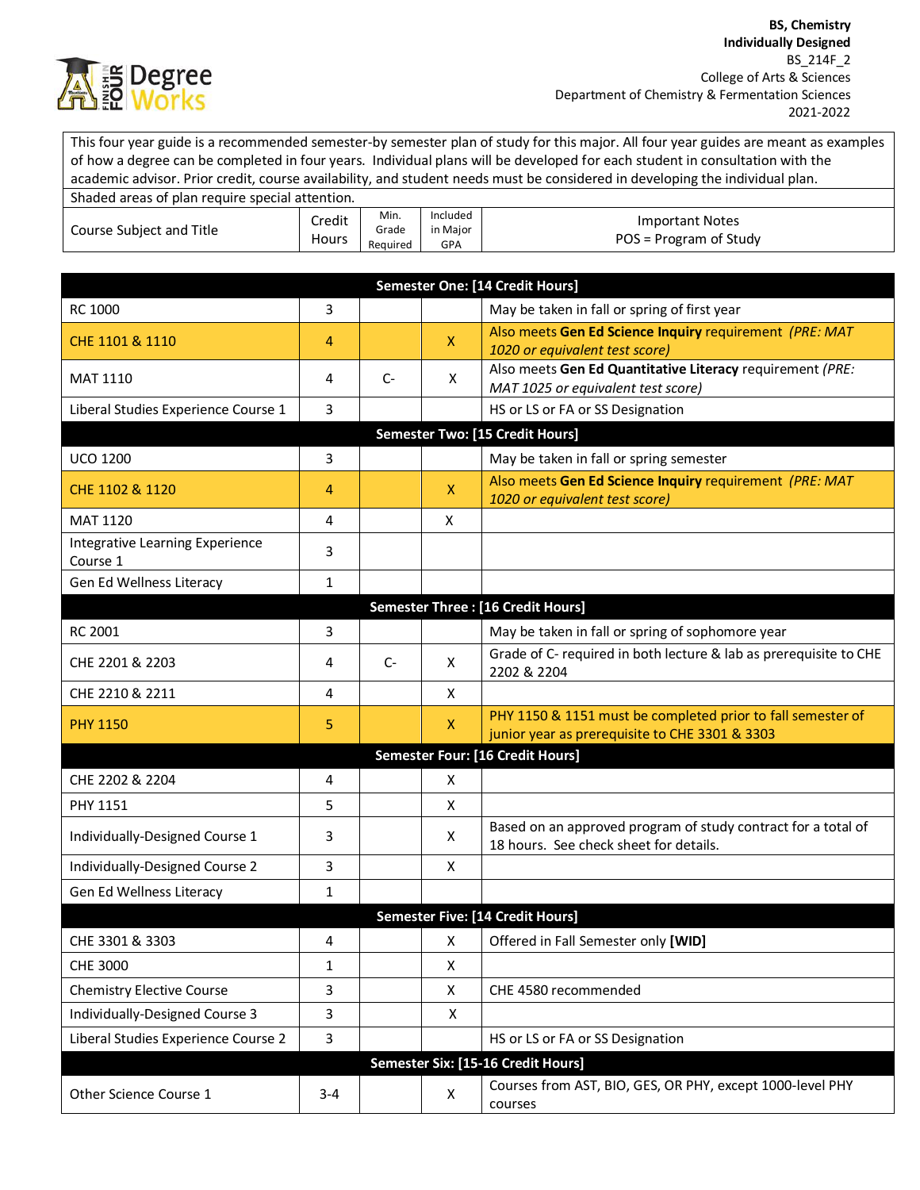**BS, Chemistry**
**Individually Designed**
BS_214F_2
College of Arts & Sciences
Department of Chemistry & Fermentation Sciences
2021-2022

This four year guide is a recommended semester-by semester plan of study for this major. All four year guides are meant as examples of how a degree can be completed in four years. Individual plans will be developed for each student in consultation with the academic advisor. Prior credit, course availability, and student needs must be considered in developing the individual plan.

Shaded areas of plan require special attention.

| Course Subject and Title | Credit Hours | Min. Grade Required | Included in Major GPA | Important Notes<br>POS = Program of Study |
|---|---|---|---|---|
| **Semester One: [14 Credit Hours]** | | | | |
| RC 1000 | 3 | | | May be taken in fall or spring of first year |
| CHE 1101 & 1110 | 4 | | X | Also meets **Gen Ed Science Inquiry** requirement *(PRE: MAT 1020 or equivalent test score)* |
| MAT 1110 | 4 | C- | X | Also meets **Gen Ed Quantitative Literacy** requirement *(PRE: MAT 1025 or equivalent test score)* |
| Liberal Studies Experience Course 1 | 3 | | | HS or LS or FA or SS Designation |
| **Semester Two: [15 Credit Hours]** | | | | |
| UCO 1200 | 3 | | | May be taken in fall or spring semester |
| CHE 1102 & 1120 | 4 | | X | Also meets **Gen Ed Science Inquiry** requirement *(PRE: MAT 1020 or equivalent test score)* |
| MAT 1120 | 4 | | X | |
| Integrative Learning Experience Course 1 | 3 | | | |
| Gen Ed Wellness Literacy | 1 | | | |
| **Semester Three : [16 Credit Hours]** | | | | |
| RC 2001 | 3 | | | May be taken in fall or spring of sophomore year |
| CHE 2201 & 2203 | 4 | C- | X | Grade of C- required in both lecture & lab as prerequisite to CHE 2202 & 2204 |
| CHE 2210 & 2211 | 4 | | X | |
| PHY 1150 | 5 | | X | PHY 1150 & 1151 must be completed prior to fall semester of junior year as prerequisite to CHE 3301 & 3303 |
| **Semester Four: [16 Credit Hours]** | | | | |
| CHE 2202 & 2204 | 4 | | X | |
| PHY 1151 | 5 | | X | |
| Individually-Designed Course 1 | 3 | | X | Based on an approved program of study contract for a total of 18 hours. See check sheet for details. |
| Individually-Designed Course 2 | 3 | | X | |
| Gen Ed Wellness Literacy | 1 | | | |
| **Semester Five: [14 Credit Hours]** | | | | |
| CHE 3301 & 3303 | 4 | | X | Offered in Fall Semester only **[WID]** |
| CHE 3000 | 1 | | X | |
| Chemistry Elective Course | 3 | | X | CHE 4580 recommended |
| Individually-Designed Course 3 | 3 | | X | |
| Liberal Studies Experience Course 2 | 3 | | | HS or LS or FA or SS Designation |
| **Semester Six: [15-16 Credit Hours]** | | | | |
| Other Science Course 1 | 3-4 | | X | Courses from AST, BIO, GES, OR PHY, except 1000-level PHY courses |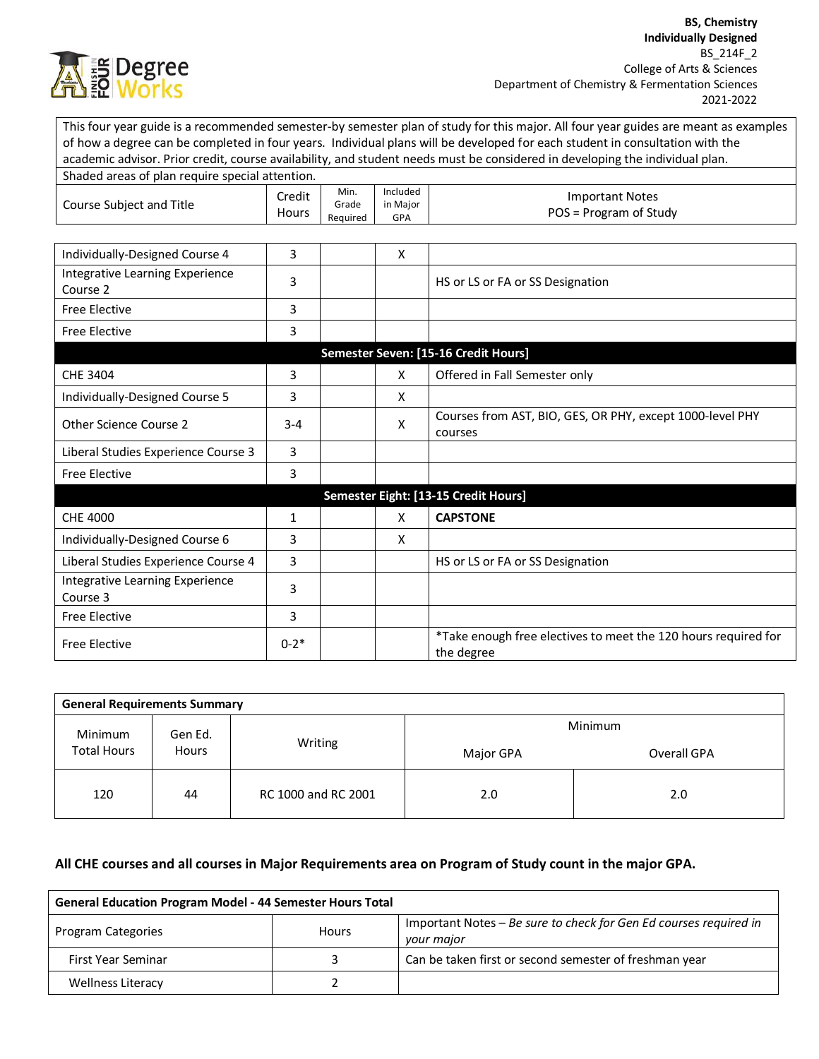**BS, Chemistry**
**Individually Designed**
BS_214F_2
College of Arts & Sciences
Department of Chemistry & Fermentation Sciences
2021-2022

This four year guide is a recommended semester-by semester plan of study for this major. All four year guides are meant as examples of how a degree can be completed in four years. Individual plans will be developed for each student in consultation with the academic advisor. Prior credit, course availability, and student needs must be considered in developing the individual plan.

Shaded areas of plan require special attention.

| Course Subject and Title | Credit Hours | Min. Grade Required | Included in Major GPA | Important Notes POS = Program of Study |
|---|---|---|---|---|
| Individually-Designed Course 4 | 3 | | X | |
| Integrative Learning Experience Course 2 | 3 | | | HS or LS or FA or SS Designation |
| Free Elective | 3 | | | |
| Free Elective | 3 | | | |
| **Semester Seven: [15-16 Credit Hours]** | | | | |
| CHE 3404 | 3 | | X | Offered in Fall Semester only |
| Individually-Designed Course 5 | 3 | | X | |
| Other Science Course 2 | 3-4 | | X | Courses from AST, BIO, GES, OR PHY, except 1000-level PHY courses |
| Liberal Studies Experience Course 3 | 3 | | | |
| Free Elective | 3 | | | |
| **Semester Eight: [13-15 Credit Hours]** | | | | |
| CHE 4000 | 1 | | X | **CAPSTONE** |
| Individually-Designed Course 6 | 3 | | X | |
| Liberal Studies Experience Course 4 | 3 | | | HS or LS or FA or SS Designation |
| Integrative Learning Experience Course 3 | 3 | | | |
| Free Elective | 3 | | | |
| Free Elective | 0-2* | | | *Take enough free electives to meet the 120 hours required for the degree |

| **General Requirements Summary** | | | | |
|---|---|---|---|---|
| Minimum Total Hours | Gen Ed. Hours | Writing | Minimum | |
| | | | Major GPA | Overall GPA |
| 120 | 44 | RC 1000 and RC 2001 | 2.0 | 2.0 |

**All CHE courses and all courses in Major Requirements area on Program of Study count in the major GPA.**

| **General Education Program Model - 44 Semester Hours Total** | | |
|---|---|---|
| Program Categories | Hours | Important Notes – *Be sure to check for Gen Ed courses required in your major* |
| First Year Seminar | 3 | Can be taken first or second semester of freshman year |
| Wellness Literacy | 2 | |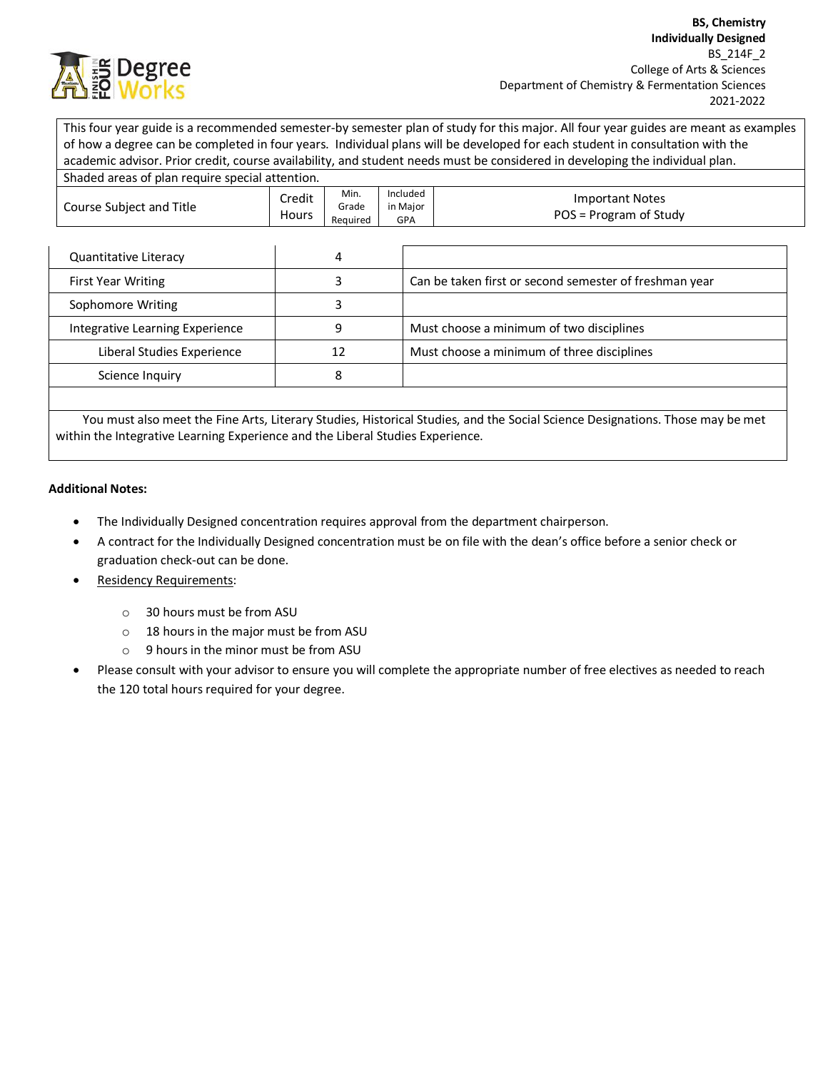**BS, Chemistry**
**Individually Designed**
BS_214F_2
College of Arts & Sciences
Department of Chemistry & Fermentation Sciences
2021-2022

| This four year guide is a recommended semester-by semester plan of study for this major. All four year guides are meant as examples of how a degree can be completed in four years. Individual plans will be developed for each student in consultation with the academic advisor. Prior credit, course availability, and student needs must be considered in developing the individual plan. | | | | |
|---|---|---|---|---|
| Shaded areas of plan require special attention. | | | | |
| Course Subject and Title | Credit Hours | Min. Grade Required | Included in Major GPA | Important Notes<br>POS = Program of Study |

| | | |
|---|---|---|
| Quantitative Literacy | 4 | |
| First Year Writing | 3 | Can be taken first or second semester of freshman year |
| Sophomore Writing | 3 | |
| Integrative Learning Experience | 9 | Must choose a minimum of two disciplines |
| Liberal Studies Experience | 12 | Must choose a minimum of three disciplines |
| Science Inquiry | 8 | |

You must also meet the Fine Arts, Literary Studies, Historical Studies, and the Social Science Designations. Those may be met within the Integrative Learning Experience and the Liberal Studies Experience.

**Additional Notes:**

- The Individually Designed concentration requires approval from the department chairperson.
- A contract for the Individually Designed concentration must be on file with the dean's office before a senior check or graduation check-out can be done.
- Residency Requirements:
  - 30 hours must be from ASU
  - 18 hours in the major must be from ASU
  - 9 hours in the minor must be from ASU
- Please consult with your advisor to ensure you will complete the appropriate number of free electives as needed to reach the 120 total hours required for your degree.